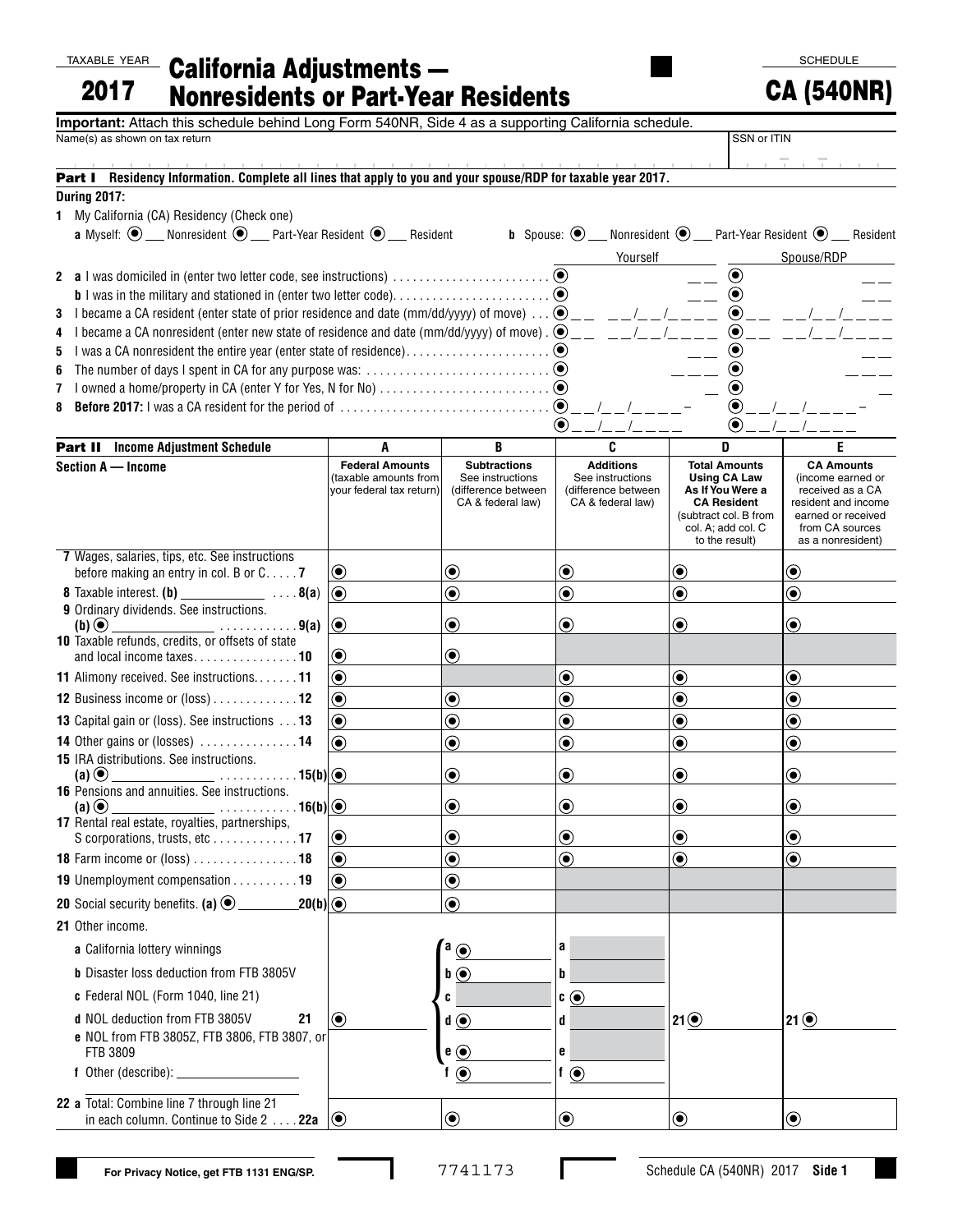TAXABLE YEAR

# 2017 California Adjustments — Nonresidents or Part-Year Residents

SCHEDULE

# CA (540NR)

**Important:** Attach this schedule behind Long Form 540NR, Side 4 as a supporting California schedule.

Name(s) as shown on tax return | SSN or ITIN

**Part I Residency Information. Complete all lines that apply to you and your spouse/RDP for taxable year 2017.**

**During 2017:**

1 My California (CA) Residency (Check one)

a Myself: ◉ ___ Nonresident ◉ ___ Part-Year Resident ◉ ___ Resident

b Spouse: ◉ ___ Nonresident ◉ ___ Part-Year Resident ◉ ___ Resident

| | Yourself | Spouse/RDP |
|---|---|---|
| 2 a I was domiciled in (enter two letter code, see instructions) | ◉ __ __ | ◉ __ __ |
| b I was in the military and stationed in (enter two letter code) | ◉ __ __ | ◉ __ __ |
| 3 I became a CA resident (enter state of prior residence and date (mm/dd/yyyy) of move) | ◉ __ __ __ __/__ __/__ __ __ __ | ◉ __ __ __ __/__ __/__ __ __ __ |
| 4 I became a CA nonresident (enter new state of residence and date (mm/dd/yyyy) of move) | ◉ __ __ __ __/__ __/__ __ __ __ | ◉ __ __ __ __/__ __/__ __ __ __ |
| 5 I was a CA nonresident the entire year (enter state of residence) | ◉ __ __ | ◉ __ __ |
| 6 The number of days I spent in CA for any purpose was: | ◉ __ __ __ | ◉ __ __ __ |
| 7 I owned a home/property in CA (enter Y for Yes, N for No) | ◉ __ | ◉ __ |
| 8 **Before 2017:** I was a CA resident for the period of | ◉ __ __/__ __/__ __ __ __ – ◉ __ __/__ __/__ __ __ __ | ◉ __ __/__ __/__ __ __ __ – ◉ __ __/__ __/__ __ __ __ |

**Part II Income Adjustment Schedule**

| Section A — Income | A Federal Amounts (taxable amounts from your federal tax return) | B Subtractions See instructions (difference between CA & federal law) | C Additions See instructions (difference between CA & federal law) | D Total Amounts Using CA Law As If You Were a CA Resident (subtract col. B from col. A; add col. C to the result) | E CA Amounts (income earned or received as a CA resident and income earned or received from CA sources as a nonresident) |
|---|---|---|---|---|---|
| 7 Wages, salaries, tips, etc. See instructions before making an entry in col. B or C . . . . . 7 | ◉ | ◉ | ◉ | ◉ | ◉ |
| 8 Taxable interest. (b) ________ . . . . 8(a) | ◉ | ◉ | ◉ | ◉ | ◉ |
| 9 Ordinary dividends. See instructions. (b) ◉ ________ . . . . 9(a) | ◉ | ◉ | ◉ | ◉ | ◉ |
| 10 Taxable refunds, credits, or offsets of state and local income taxes . . . . 10 | ◉ | ◉ | | | |
| 11 Alimony received. See instructions . . . . 11 | ◉ | | ◉ | ◉ | ◉ |
| 12 Business income or (loss) . . . . 12 | ◉ | ◉ | ◉ | ◉ | ◉ |
| 13 Capital gain or (loss). See instructions . . . 13 | ◉ | ◉ | ◉ | ◉ | ◉ |
| 14 Other gains or (losses) . . . . 14 | ◉ | ◉ | ◉ | ◉ | ◉ |
| 15 IRA distributions. See instructions. (a) ◉ ________ . . . . 15(b) | ◉ | ◉ | ◉ | ◉ | ◉ |
| 16 Pensions and annuities. See instructions. (a) ◉ ________ . . . . 16(b) | ◉ | ◉ | ◉ | ◉ | ◉ |
| 17 Rental real estate, royalties, partnerships, S corporations, trusts, etc . . . . 17 | ◉ | ◉ | ◉ | ◉ | ◉ |
| 18 Farm income or (loss) . . . . 18 | ◉ | ◉ | ◉ | ◉ | ◉ |
| 19 Unemployment compensation . . . . 19 | ◉ | ◉ | | | |
| 20 Social security benefits. (a) ◉ ________ 20(b) | ◉ | ◉ | | | |
| 21 Other income. | | | | | |
| a California lottery winnings | | a ◉ | a | | |
| b Disaster loss deduction from FTB 3805V | | b ◉ | b | | |
| c Federal NOL (Form 1040, line 21) | | c | c ◉ | | |
| d NOL deduction from FTB 3805V . . . . 21 | ◉ | d ◉ | d | 21 ◉ | 21 ◉ |
| e NOL from FTB 3805Z, FTB 3806, FTB 3807, or FTB 3809 | | e ◉ | e | | |
| f Other (describe): ________ | | f ◉ | f ◉ | | |
| 22 a Total: Combine line 7 through line 21 in each column. Continue to Side 2 . . . . 22a | ◉ | ◉ | ◉ | ◉ | ◉ |

For Privacy Notice, get FTB 1131 ENG/SP.

7741173

Schedule CA (540NR) 2017 Side 1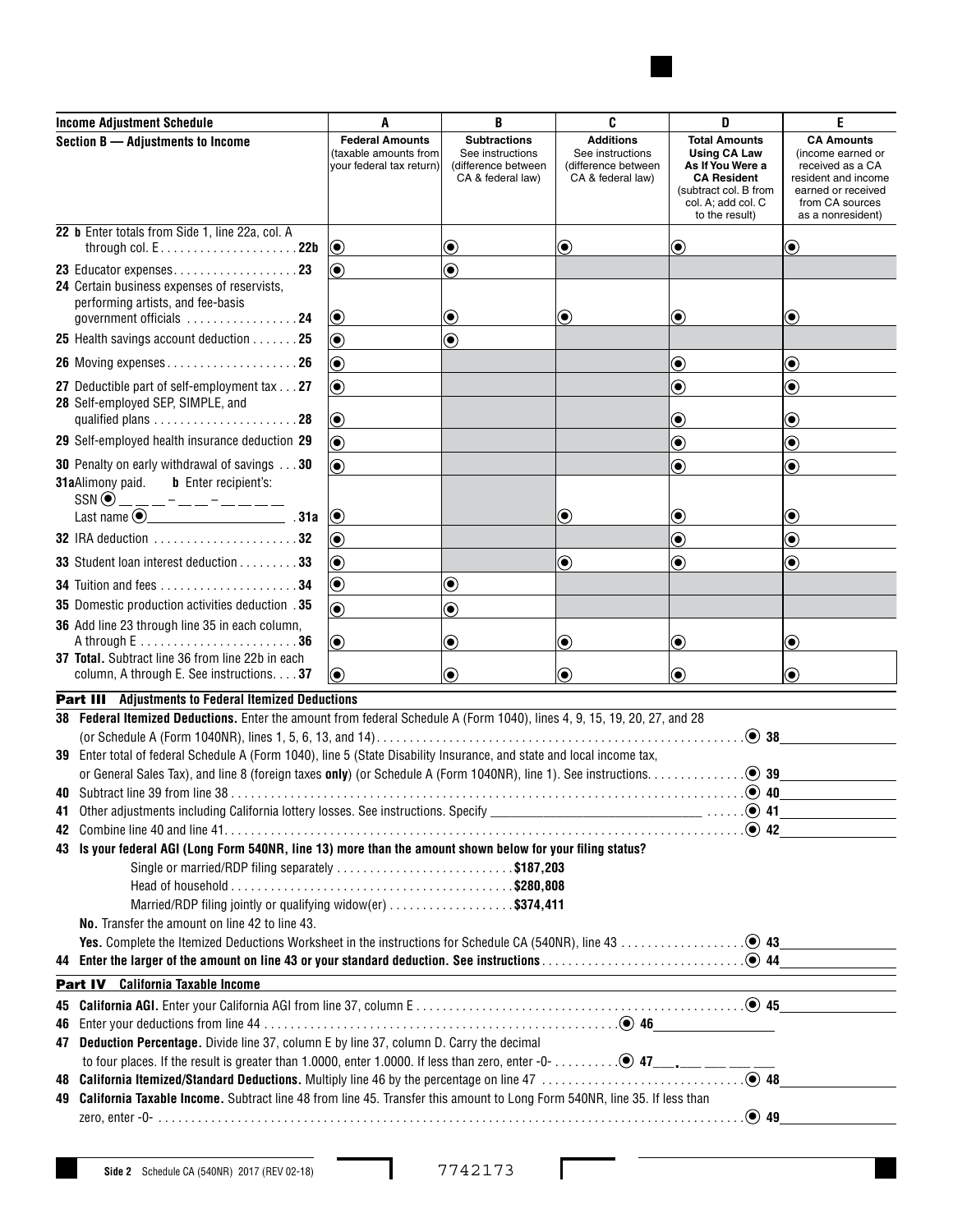| Income Adjustment Schedule<br>Section B — Adjustments to Income | A<br>Federal Amounts (taxable amounts from your federal tax return) | B<br>Subtractions See instructions (difference between CA & federal law) | C<br>Additions See instructions (difference between CA & federal law) | D<br>Total Amounts Using CA Law As If You Were a CA Resident (subtract col. B from col. A; add col. C to the result) | E<br>CA Amounts (income earned or received as a CA resident and income earned or received from CA sources as a nonresident) |
|---|---|---|---|---|---|
| 22 b Enter totals from Side 1, line 22a, col. A through col. E . . . . . 22b | ◉ | ◉ | ◉ | ◉ | ◉ |
| 23 Educator expenses . . . . . 23 | ◉ | ◉ | | | |
| 24 Certain business expenses of reservists, performing artists, and fee-basis government officials . . . . . 24 | ◉ | ◉ | ◉ | ◉ | ◉ |
| 25 Health savings account deduction . . . . . 25 | ◉ | ◉ | | | |
| 26 Moving expenses . . . . . 26 | ◉ | | | ◉ | ◉ |
| 27 Deductible part of self-employment tax . . . 27 | ◉ | | | ◉ | ◉ |
| 28 Self-employed SEP, SIMPLE, and qualified plans . . . . . 28 | ◉ | | | ◉ | ◉ |
| 29 Self-employed health insurance deduction 29 | ◉ | | | ◉ | ◉ |
| 30 Penalty on early withdrawal of savings . . . 30 | ◉ | | | ◉ | ◉ |
| 31a Alimony paid. b Enter recipient's: SSN ◉ ___ ___ ___ – ___ ___ – ___ ___ ___ ___ Last name ◉ ______________ . 31a | ◉ | | ◉ | ◉ | ◉ |
| 32 IRA deduction . . . . . 32 | ◉ | | | ◉ | ◉ |
| 33 Student loan interest deduction . . . . . 33 | ◉ | | ◉ | ◉ | ◉ |
| 34 Tuition and fees . . . . . 34 | ◉ | ◉ | | | |
| 35 Domestic production activities deduction . 35 | ◉ | ◉ | | | |
| 36 Add line 23 through line 35 in each column, A through E . . . . . 36 | ◉ | ◉ | ◉ | ◉ | ◉ |
| 37 **Total.** Subtract line 36 from line 22b in each column, A through E. See instructions. . . . 37 | ◉ | ◉ | ◉ | ◉ | ◉ |

## Part III Adjustments to Federal Itemized Deductions

**38 Federal Itemized Deductions.** Enter the amount from federal Schedule A (Form 1040), lines 4, 9, 15, 19, 20, 27, and 28 (or Schedule A (Form 1040NR), lines 1, 5, 6, 13, and 14) . . . . . ◉ 38 ________

39 Enter total of federal Schedule A (Form 1040), line 5 (State Disability Insurance, and state and local income tax, or General Sales Tax), and line 8 (foreign taxes **only**) (or Schedule A (Form 1040NR), line 1). See instructions. . . . . . ◉ 39 ________

40 Subtract line 39 from line 38 . . . . . ◉ 40 ________

41 Other adjustments including California lottery losses. See instructions. Specify ______________ . . . . . ◉ 41 ________

42 Combine line 40 and line 41. . . . . . ◉ 42 ________

**43 Is your federal AGI (Long Form 540NR, line 13) more than the amount shown below for your filing status?**

- Single or married/RDP filing separately . . . . . **$187,203**
- Head of household . . . . . **$280,808**
- Married/RDP filing jointly or qualifying widow(er) . . . . . **$374,411**

**No.** Transfer the amount on line 42 to line 43.

**Yes.** Complete the Itemized Deductions Worksheet in the instructions for Schedule CA (540NR), line 43 . . . . . ◉ 43 ________

**44 Enter the larger of the amount on line 43 or your standard deduction. See instructions** . . . . . ◉ 44 ________

## Part IV California Taxable Income

**45 California AGI.** Enter your California AGI from line 37, column E . . . . . ◉ 45 ________

46 Enter your deductions from line 44 . . . . . ◉ 46 ________

**47 Deduction Percentage.** Divide line 37, column E by line 37, column D. Carry the decimal to four places. If the result is greater than 1.0000, enter 1.0000. If less than zero, enter -0- . . . . . ◉ 47 ___.___ ___ ___ ___

**48 California Itemized/Standard Deductions.** Multiply line 46 by the percentage on line 47 . . . . . ◉ 48 ________

**49 California Taxable Income.** Subtract line 48 from line 45. Transfer this amount to Long Form 540NR, line 35. If less than zero, enter -0- . . . . . ◉ 49 ________

Side 2 Schedule CA (540NR) 2017 (REV 02-18) 7742173